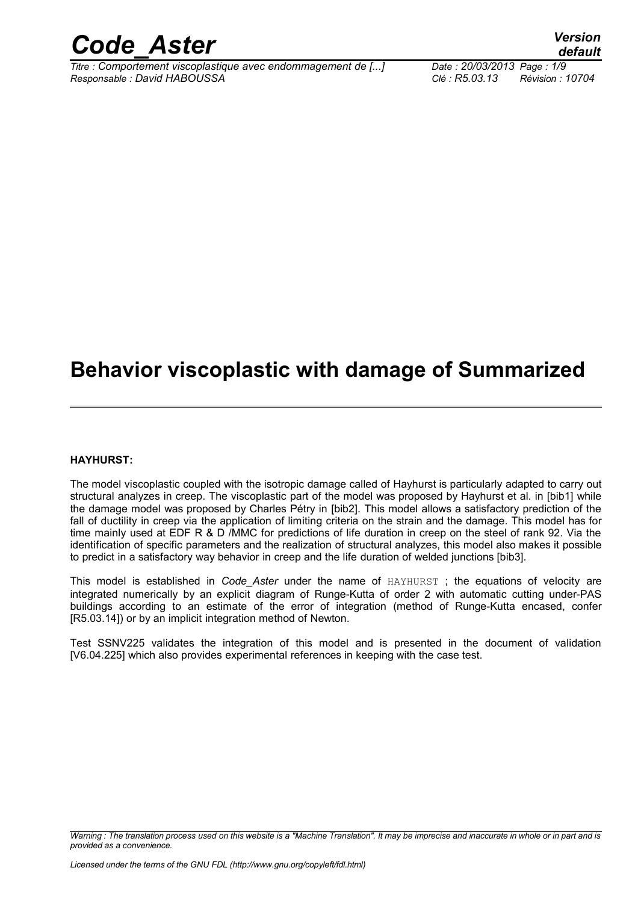# Behavior viscoplastic with damage of Summarized

**HAYHURST:**

The model viscoplastic coupled with the isotropic damage called of Hayhurst is particularly adapted to carry out structural analyzes in creep. The viscoplastic part of the model was proposed by Hayhurst et al. in [bib1] while the damage model was proposed by Charles Pétry in [bib2]. This model allows a satisfactory prediction of the fall of ductility in creep via the application of limiting criteria on the strain and the damage. This model has for time mainly used at EDF R & D /MMC for predictions of life duration in creep on the steel of rank 92. Via the identification of specific parameters and the realization of structural analyzes, this model also makes it possible to predict in a satisfactory way behavior in creep and the life duration of welded junctions [bib3].

This model is established in *Code_Aster* under the name of `HAYHURST` ; the equations of velocity are integrated numerically by an explicit diagram of Runge-Kutta of order 2 with automatic cutting under-PAS buildings according to an estimate of the error of integration (method of Runge-Kutta encased, confer [R5.03.14]) or by an implicit integration method of Newton.

Test SSNV225 validates the integration of this model and is presented in the document of validation [V6.04.225] which also provides experimental references in keeping with the case test.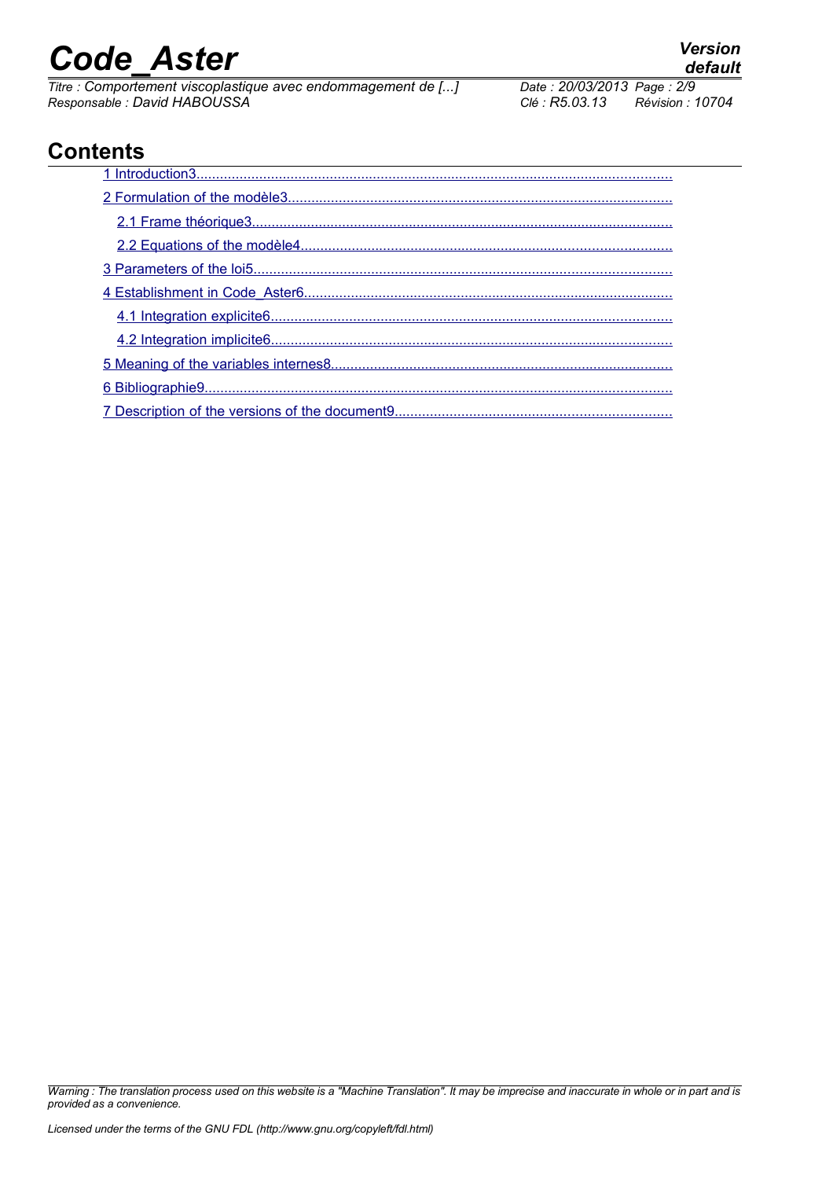# Contents

1 Introduction3
2 Formulation of the modèle3
  2.1 Frame théorique3
  2.2 Equations of the modèle4
3 Parameters of the loi5
4 Establishment in Code_Aster6
  4.1 Integration explicite6
  4.2 Integration implicite6
5 Meaning of the variables internes8
6 Bibliographie9
7 Description of the versions of the document9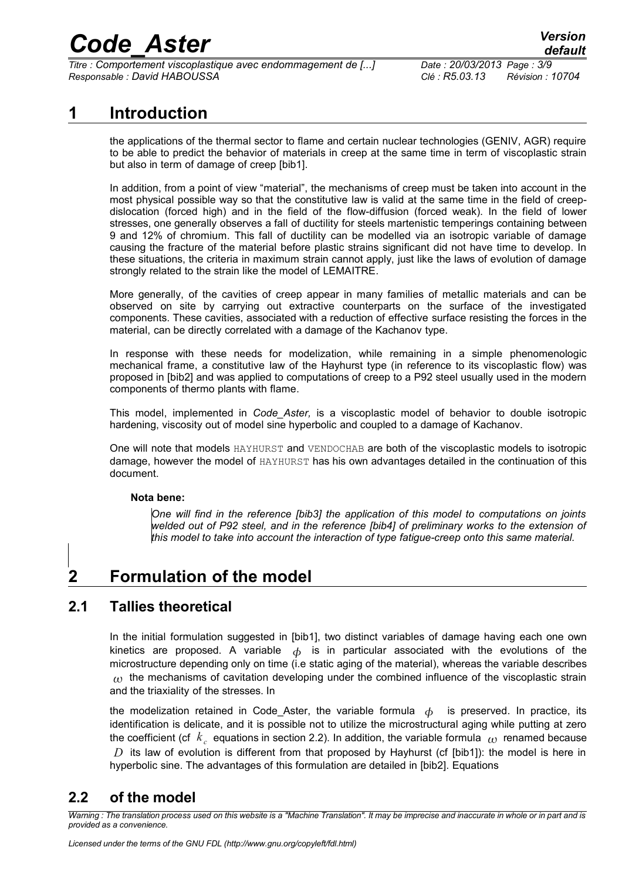# 1 Introduction

the applications of the thermal sector to flame and certain nuclear technologies (GENIV, AGR) require to be able to predict the behavior of materials in creep at the same time in term of viscoplastic strain but also in term of damage of creep [bib1].

In addition, from a point of view "material", the mechanisms of creep must be taken into account in the most physical possible way so that the constitutive law is valid at the same time in the field of creep-dislocation (forced high) and in the field of the flow-diffusion (forced weak). In the field of lower stresses, one generally observes a fall of ductility for steels martenistic temperings containing between 9 and 12% of chromium. This fall of ductility can be modelled via an isotropic variable of damage causing the fracture of the material before plastic strains significant did not have time to develop. In these situations, the criteria in maximum strain cannot apply, just like the laws of evolution of damage strongly related to the strain like the model of LEMAITRE.

More generally, of the cavities of creep appear in many families of metallic materials and can be observed on site by carrying out extractive counterparts on the surface of the investigated components. These cavities, associated with a reduction of effective surface resisting the forces in the material, can be directly correlated with a damage of the Kachanov type.

In response with these needs for modelization, while remaining in a simple phenomenologic mechanical frame, a constitutive law of the Hayhurst type (in reference to its viscoplastic flow) was proposed in [bib2] and was applied to computations of creep to a P92 steel usually used in the modern components of thermo plants with flame.

This model, implemented in *Code_Aster,* is a viscoplastic model of behavior to double isotropic hardening, viscosity out of model sine hyperbolic and coupled to a damage of Kachanov.

One will note that models HAYHURST and VENDOCHAB are both of the viscoplastic models to isotropic damage, however the model of HAYHURST has his own advantages detailed in the continuation of this document.

**Nota bene:**

*One will find in the reference [bib3] the application of this model to computations on joints welded out of P92 steel, and in the reference [bib4] of preliminary works to the extension of this model to take into account the interaction of type fatigue-creep onto this same material.*

# 2 Formulation of the model

## 2.1 Tallies theoretical

In the initial formulation suggested in [bib1], two distinct variables of damage having each one own kinetics are proposed. A variable $\phi$ is in particular associated with the evolutions of the microstructure depending only on time (i.e static aging of the material), whereas the variable describes $\omega$ the mechanisms of cavitation developing under the combined influence of the viscoplastic strain and the triaxiality of the stresses. In

the modelization retained in Code_Aster, the variable formula $\phi$ is preserved. In practice, its identification is delicate, and it is possible not to utilize the microstructural aging while putting at zero the coefficient (cf $k_c$ equations in section 2.2). In addition, the variable formula $\omega$ renamed because $D$ its law of evolution is different from that proposed by Hayhurst (cf [bib1]): the model is here in hyperbolic sine. The advantages of this formulation are detailed in [bib2]. Equations

## 2.2 of the model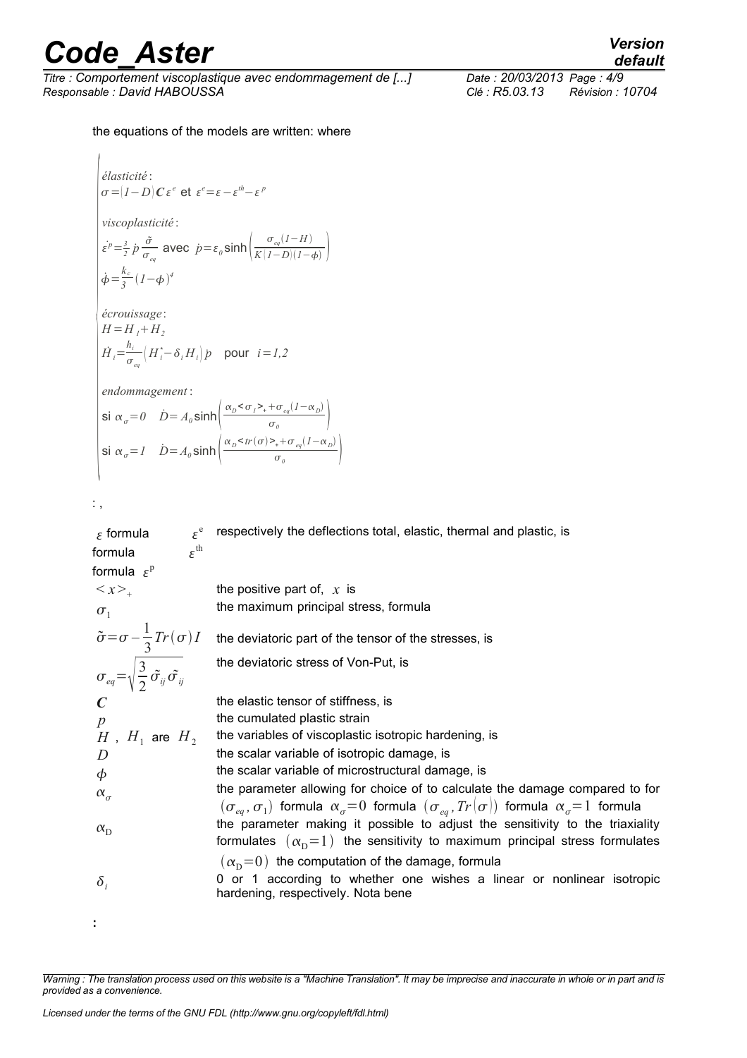the equations of the models are written: where

$$
\begin{cases}
\textit{élasticité}: \\
\sigma = (1-D)\,\boldsymbol{C}\,\varepsilon^e \text{ et } \varepsilon^e = \varepsilon - \varepsilon^{th} - \varepsilon^p \\
\\
\textit{viscoplasticité}: \\
\dot{\varepsilon}^p = \frac{3}{2}\,\dot{p}\,\frac{\tilde{\sigma}}{\sigma_{eq}} \text{ avec } \dot{p} = \varepsilon_0 \sinh\left(\frac{\sigma_{eq}(1-H)}{K(1-D)(1-\phi)}\right) \\
\dot{\phi} = \frac{k_c}{3}(1-\phi)^4 \\
\\
\textit{écrouissage}: \\
H = H_1 + H_2 \\
\dot{H}_i = \frac{h_i}{\sigma_{eq}}\left(H_i^* - \delta_i H_i\right)\dot{p} \quad \text{pour } i = 1,2 \\
\\
\textit{endommagement}: \\
\text{si } \alpha_\sigma = 0 \quad \dot{D} = A_0 \sinh\left(\frac{\alpha_D < \sigma_1 >_+ + \sigma_{eq}(1-\alpha_D)}{\sigma_0}\right) \\
\text{si } \alpha_\sigma = 1 \quad \dot{D} = A_0 \sinh\left(\frac{\alpha_D < tr(\sigma) >_+ + \sigma_{eq}(1-\alpha_D)}{\sigma_0}\right)
\end{cases}
$$

: ,

| | |
|---|---|
| $\varepsilon$ formula $\varepsilon^e$ formula $\varepsilon^{th}$ formula $\varepsilon^p$ | respectively the deflections total, elastic, thermal and plastic, is |
| $< x >_+$ | the positive part of, $x$ is |
| $\sigma_1$ | the maximum principal stress, formula |
| $\tilde{\sigma} = \sigma - \frac{1}{3} Tr(\sigma) I$ | the deviatoric part of the tensor of the stresses, is |
| $\sigma_{eq} = \sqrt{\frac{3}{2} \tilde{\sigma}_{ij} \tilde{\sigma}_{ij}}$ | the deviatoric stress of Von-Put, is |
| $\boldsymbol{C}$ | the elastic tensor of stiffness, is |
| $p$ | the cumulated plastic strain |
| $H$ , $H_1$ are $H_2$ | the variables of viscoplastic isotropic hardening, is |
| $D$ | the scalar variable of isotropic damage, is |
| $\phi$ | the scalar variable of microstructural damage, is |
| $\alpha_\sigma$ | the parameter allowing for choice of to calculate the damage compared to for $(\sigma_{eq}, \sigma_1)$ formula $\alpha_\sigma = 0$ formula $(\sigma_{eq}, Tr(\sigma))$ formula $\alpha_\sigma = 1$ formula |
| $\alpha_D$ | the parameter making it possible to adjust the sensitivity to the triaxiality formulates $(\alpha_D = 1)$ the sensitivity to maximum principal stress formulates $(\alpha_D = 0)$ the computation of the damage, formula |
| $\delta_i$ | 0 or 1 according to whether one wishes a linear or nonlinear isotropic hardening, respectively. Nota bene |

: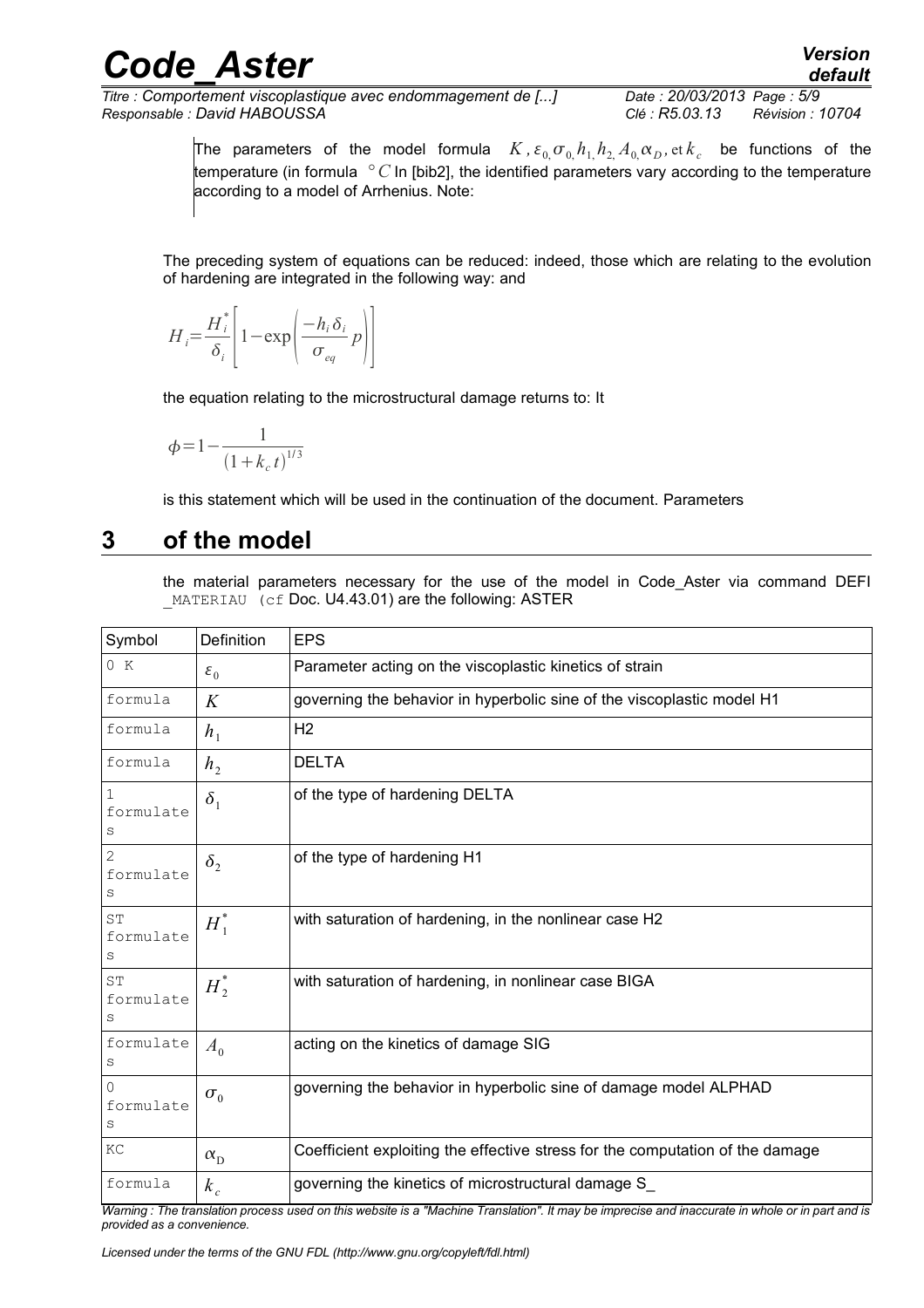The parameters of the model formula $K, \varepsilon_0, \sigma_0, h_1, h_2, A_0, \alpha_D$, et $k_c$ be functions of the temperature (in formula $°C$ In [bib2], the identified parameters vary according to the temperature according to a model of Arrhenius. Note:

The preceding system of equations can be reduced: indeed, those which are relating to the evolution of hardening are integrated in the following way: and

$$H_i = \frac{H_i^*}{\delta_i}\left[1 - \exp\left(\frac{-h_i \delta_i}{\sigma_{eq}} p\right)\right]$$

the equation relating to the microstructural damage returns to: It

$$\phi = 1 - \frac{1}{(1 + k_c t)^{1/3}}$$

is this statement which will be used in the continuation of the document. Parameters

# 3 of the model

the material parameters necessary for the use of the model in Code_Aster via command DEFI _MATERIAU (cf Doc. U4.43.01) are the following: ASTER

| Symbol | Definition | EPS |
|---|---|---|
| 0 K | $\varepsilon_0$ | Parameter acting on the viscoplastic kinetics of strain |
| formula | $K$ | governing the behavior in hyperbolic sine of the viscoplastic model H1 |
| formula | $h_1$ | H2 |
| formula | $h_2$ | DELTA |
| 1 formulates | $\delta_1$ | of the type of hardening DELTA |
| 2 formulates | $\delta_2$ | of the type of hardening H1 |
| ST formulates | $H_1^*$ | with saturation of hardening, in the nonlinear case H2 |
| ST formulates | $H_2^*$ | with saturation of hardening, in nonlinear case BIGA |
| formulates | $A_0$ | acting on the kinetics of damage SIG |
| 0 formulates | $\sigma_0$ | governing the behavior in hyperbolic sine of damage model ALPHAD |
| KC | $\alpha_D$ | Coefficient exploiting the effective stress for the computation of the damage |
| formula | $k_c$ | governing the kinetics of microstructural damage S_ |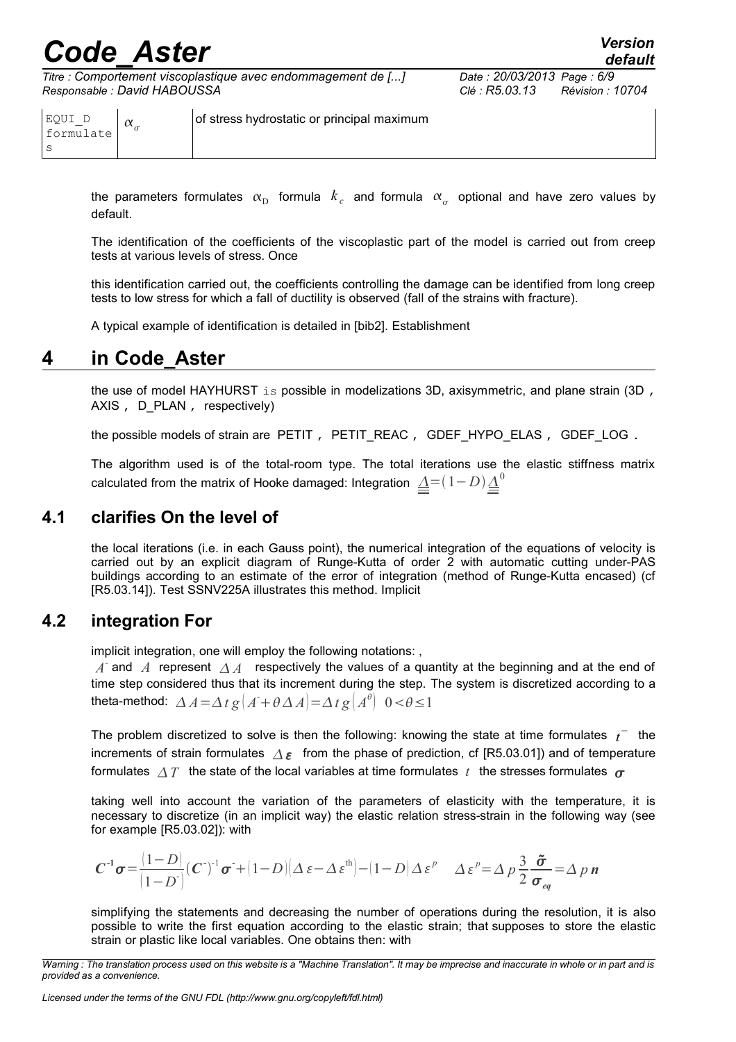| EQUI_D formulates | $\alpha_{\sigma}$ | of stress hydrostatic or principal maximum |
|---|---|---|

the parameters formulates $\alpha_{\mathrm{D}}$ formula $k_c$ and formula $\alpha_{\sigma}$ optional and have zero values by default.

The identification of the coefficients of the viscoplastic part of the model is carried out from creep tests at various levels of stress. Once

this identification carried out, the coefficients controlling the damage can be identified from long creep tests to low stress for which a fall of ductility is observed (fall of the strains with fracture).

A typical example of identification is detailed in [bib2]. Establishment

# 4 in Code_Aster

the use of model HAYHURST is possible in modelizations 3D, axisymmetric, and plane strain (3D , AXIS , D_PLAN , respectively)

the possible models of strain are PETIT , PETIT_REAC , GDEF_HYPO_ELAS , GDEF_LOG .

The algorithm used is of the total-room type. The total iterations use the elastic stiffness matrix calculated from the matrix of Hooke damaged: Integration $\underline{\underline{\Lambda}}=(1-D)\underline{\underline{\Lambda}}^0$

## 4.1 clarifies On the level of

the local iterations (i.e. in each Gauss point), the numerical integration of the equations of velocity is carried out by an explicit diagram of Runge-Kutta of order 2 with automatic cutting under-PAS buildings according to an estimate of the error of integration (method of Runge-Kutta encased) (cf [R5.03.14]). Test SSNV225A illustrates this method. Implicit

## 4.2 integration For

implicit integration, one will employ the following notations: ,

$A^{-}$ and $A$ represent $\Delta A$ respectively the values of a quantity at the beginning and at the end of time step considered thus that its increment during the step. The system is discretized according to a theta-method: $\Delta A=\Delta t\, g\left(A^{-}+\theta \Delta A\right)=\Delta t\, g\left(A^{\theta}\right) \quad 0<\theta \leq 1$

The problem discretized to solve is then the following: knowing the state at time formulates $t^{-}$ the increments of strain formulates $\Delta \boldsymbol{\varepsilon}$ from the phase of prediction, cf [R5.03.01]) and of temperature formulates $\Delta T$ the state of the local variables at time formulates $t$ the stresses formulates $\boldsymbol{\sigma}$

taking well into account the variation of the parameters of elasticity with the temperature, it is necessary to discretize (in an implicit way) the elastic relation stress-strain in the following way (see for example [R5.03.02]): with

$$\boldsymbol{C}^{-1}\boldsymbol{\sigma}=\frac{(1-D)}{\left(1-D^{-}\right)}\left(\boldsymbol{C}^{-}\right)^{-1}\boldsymbol{\sigma}^{-}+(1-D)\left(\Delta \varepsilon-\Delta \varepsilon^{\mathrm{th}}\right)-(1-D)\Delta \varepsilon^{p} \qquad \Delta \varepsilon^{p}=\Delta p \frac{3}{2}\frac{\tilde{\boldsymbol{\sigma}}}{\boldsymbol{\sigma}_{eq}}=\Delta p\, \boldsymbol{n}$$

simplifying the statements and decreasing the number of operations during the resolution, it is also possible to write the first equation according to the elastic strain; that supposes to store the elastic strain or plastic like local variables. One obtains then: with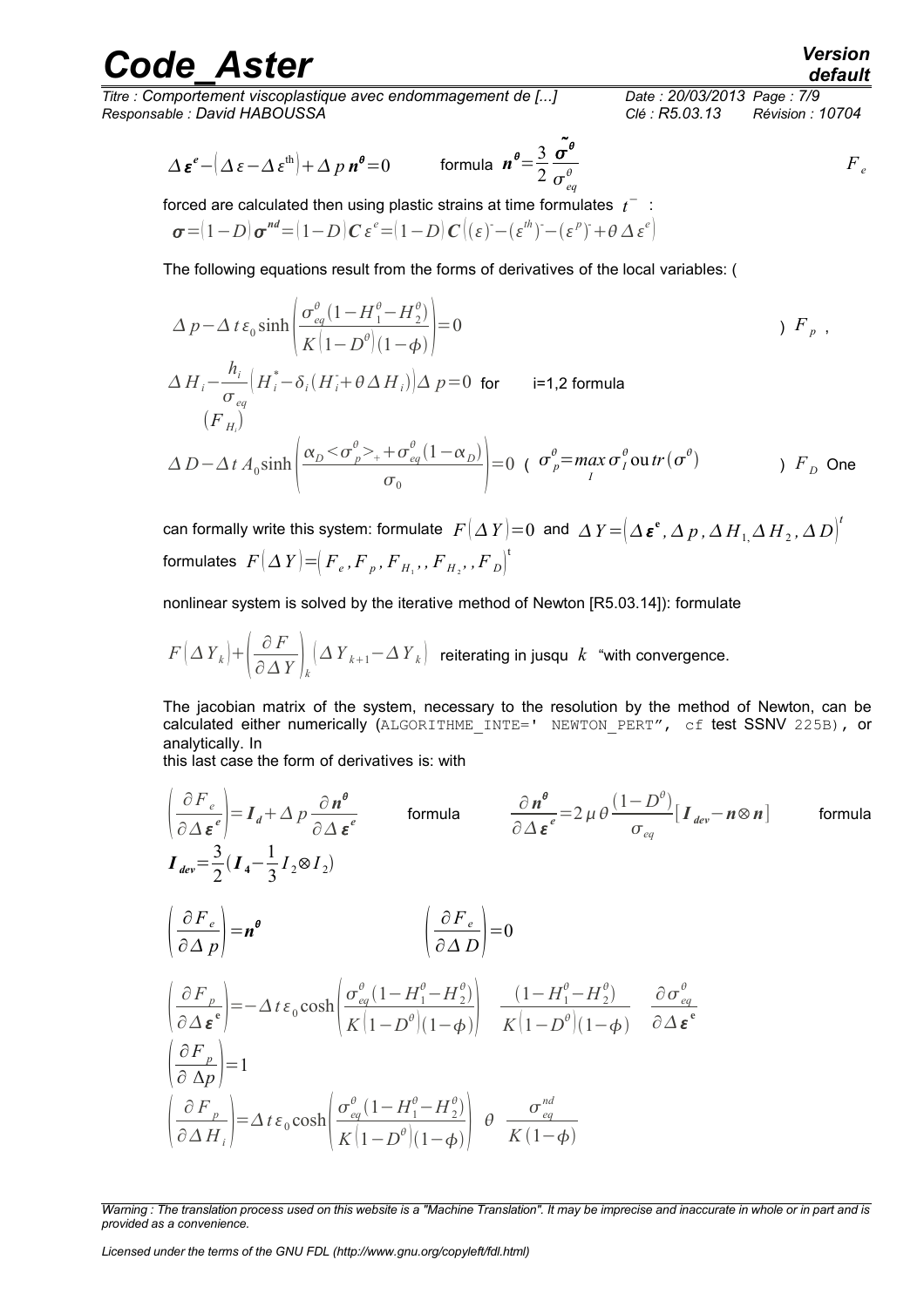$$\Delta \boldsymbol{\varepsilon}^{e} - \left(\Delta \varepsilon - \Delta \varepsilon^{\text{th}}\right) + \Delta p \, \boldsymbol{n}^{\boldsymbol{\theta}} = 0 \qquad \text{formula } \boldsymbol{n}^{\boldsymbol{\theta}} = \frac{3}{2} \frac{\tilde{\boldsymbol{\sigma}}^{\boldsymbol{\theta}}}{\sigma^{\theta}_{eq}} \qquad F_e$$

forced are calculated then using plastic strains at time formulates $t^-$ :

$$\boldsymbol{\sigma} = (1-D)\, \boldsymbol{\sigma}^{nd} = (1-D)\, \boldsymbol{C}\, \varepsilon^{e} = (1-D)\, \boldsymbol{C}\left((\varepsilon)^{-} - (\varepsilon^{th})^{-} - (\varepsilon^{p})^{-} + \theta\, \Delta \varepsilon^{e}\right)$$

The following equations result from the forms of derivatives of the local variables: (

$$\Delta p - \Delta t\, \varepsilon_0 \sinh\left(\frac{\sigma^{\theta}_{eq}(1-H^{\theta}_1-H^{\theta}_2)}{K\left(1-D^{\theta}\right)(1-\phi)}\right) = 0 \qquad )\ F_p\ ,$$

$$\Delta H_i - \frac{h_i}{\sigma_{eq}}\left(H^{*}_i - \delta_i\left(H^{-}_i + \theta\, \Delta H_i\right)\right)\Delta p = 0 \quad \text{for} \quad \text{i=1,2 formula} \quad (F_{H_i})$$

$$\Delta D - \Delta t\, A_0 \sinh\left(\frac{\alpha_D < \sigma^{\theta}_{p} >_{+} + \sigma^{\theta}_{eq}(1-\alpha_D)}{\sigma_0}\right) = 0 \quad \left(\ \sigma^{\theta}_{p} = \max_{I} \sigma^{\theta}_{I} \text{ ou } tr(\sigma^{\theta})\right. \qquad )\ F_D \text{ One}$$

can formally write this system: formulate $F\left(\Delta Y\right)=0$ and $\Delta Y = \left(\Delta \boldsymbol{\varepsilon}^{\mathbf{e}}, \Delta p, \Delta H_1, \Delta H_2, \Delta D\right)^t$ formulates $F\left(\Delta Y\right) = \left(F_e, F_p, F_{H_1},, F_{H_2},, F_D\right)^{\text{t}}$

nonlinear system is solved by the iterative method of Newton [R5.03.14]): formulate

$$F\left(\Delta Y_k\right) + \left(\frac{\partial F}{\partial \Delta Y}\right)_k \left(\Delta Y_{k+1} - \Delta Y_k\right) \quad \text{reiterating in jusqu } k \text{ "with convergence.}$$

The jacobian matrix of the system, necessary to the resolution by the method of Newton, can be calculated either numerically (ALGORITHME_INTE=' NEWTON_PERT", cf test SSNV 225B), or analytically. In this last case the form of derivatives is: with

$$\left(\frac{\partial F_e}{\partial \Delta \boldsymbol{\varepsilon}^{e}}\right) = \boldsymbol{I_d} + \Delta p \frac{\partial \boldsymbol{n}^{\boldsymbol{\theta}}}{\partial \Delta \boldsymbol{\varepsilon}^{e}} \qquad \text{formula} \qquad \frac{\partial \boldsymbol{n}^{\boldsymbol{\theta}}}{\partial \Delta \boldsymbol{\varepsilon}^{e}} = 2\mu\, \theta \frac{(1-D^{\theta})}{\sigma_{eq}}\left[\boldsymbol{I}_{dev} - \boldsymbol{n} \otimes \boldsymbol{n}\right] \qquad \text{formula}$$

$$\boldsymbol{I}_{dev} = \frac{3}{2}\left(\boldsymbol{I}_{\mathbf{4}} - \frac{1}{3} I_2 \otimes I_2\right)$$

$$\left(\frac{\partial F_e}{\partial \Delta p}\right) = \boldsymbol{n}^{\boldsymbol{\theta}} \qquad \left(\frac{\partial F_e}{\partial \Delta D}\right) = 0$$

$$\left(\frac{\partial F_p}{\partial \Delta \boldsymbol{\varepsilon}^{\mathbf{e}}}\right) = -\Delta t\, \varepsilon_0 \cosh\left(\frac{\sigma^{\theta}_{eq}(1-H^{\theta}_1-H^{\theta}_2)}{K\left(1-D^{\theta}\right)(1-\phi)}\right) \quad \frac{(1-H^{\theta}_1-H^{\theta}_2)}{K\left(1-D^{\theta}\right)(1-\phi)} \quad \frac{\partial \sigma^{\theta}_{eq}}{\partial \Delta \boldsymbol{\varepsilon}^{\mathbf{e}}}$$

$$\left(\frac{\partial F_p}{\partial\ \Delta p}\right) = 1$$

$$\left(\frac{\partial F_p}{\partial \Delta H_i}\right) = \Delta t\, \varepsilon_0 \cosh\left(\frac{\sigma^{\theta}_{eq}(1-H^{\theta}_1-H^{\theta}_2)}{K\left(1-D^{\theta}\right)(1-\phi)}\right) \ \theta \ \frac{\sigma^{nd}_{eq}}{K(1-\phi)}$$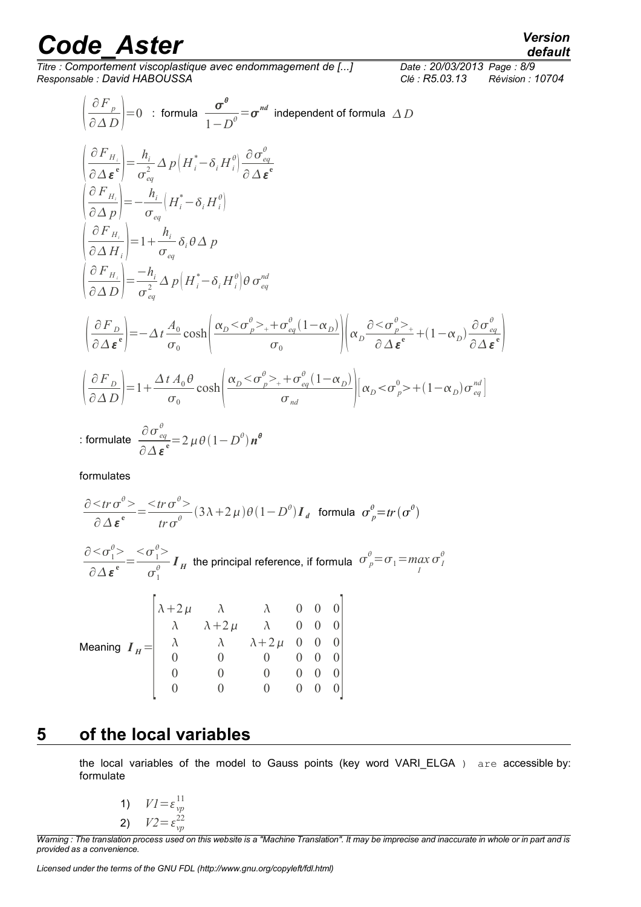$$\left(\frac{\partial F_p}{\partial \Delta D}\right)=0$$ : formula $\frac{\boldsymbol{\sigma}^{\theta}}{1-D^{\theta}}=\boldsymbol{\sigma}^{nd}$ independent of formula $\Delta D$

$$\left(\frac{\partial F_{H_i}}{\partial \Delta \boldsymbol{\varepsilon}^{\mathbf{e}}}\right)=\frac{h_i}{\sigma_{eq}^2}\Delta p\left(H_i^*-\delta_i H_i^{\theta}\right)\frac{\partial \sigma_{eq}^{\theta}}{\partial \Delta \boldsymbol{\varepsilon}^{\mathbf{e}}}$$

$$\left(\frac{\partial F_{H_i}}{\partial \Delta p}\right)=-\frac{h_i}{\sigma_{eq}}\left(H_i^*-\delta_i H_i^{\theta}\right)$$

$$\left(\frac{\partial F_{H_i}}{\partial \Delta H_i}\right)=1+\frac{h_i}{\sigma_{eq}}\delta_i \theta \Delta p$$

$$\left(\frac{\partial F_{H_i}}{\partial \Delta D}\right)=\frac{-h_i}{\sigma_{eq}^2}\Delta p\left(H_i^*-\delta_i H_i^{\theta}\right)\theta\, \sigma_{eq}^{nd}$$

$$\left(\frac{\partial F_D}{\partial \Delta \boldsymbol{\varepsilon}^{\mathbf{e}}}\right)=-\Delta t\frac{A_0}{\sigma_0}\cosh\left(\frac{\alpha_D<\sigma_p^{\theta}>_+ +\sigma_{eq}^{\theta}(1-\alpha_D)}{\sigma_0}\right)\left(\alpha_D\frac{\partial<\sigma_p^{\theta}>_+}{\partial \Delta \boldsymbol{\varepsilon}^{\mathbf{e}}}+(1-\alpha_D)\frac{\partial \sigma_{eq}^{\theta}}{\partial \Delta \boldsymbol{\varepsilon}^{\mathbf{e}}}\right)$$

$$\left(\frac{\partial F_D}{\partial \Delta D}\right)=1+\frac{\Delta t\, A_0 \theta}{\sigma_0}\cosh\left(\frac{\alpha_D<\sigma_p^{\theta}>_+ +\sigma_{eq}^{\theta}(1-\alpha_D)}{\sigma_{nd}}\right)\left[\alpha_D<\sigma_p^0>+(1-\alpha_D)\sigma_{eq}^{nd}\right]$$

: formulate $\frac{\partial \sigma_{eq}^{\theta}}{\partial \Delta \boldsymbol{\varepsilon}^{\mathbf{e}}}=2\mu\theta(1-D^{\theta})\boldsymbol{n}^{\theta}$

formulates

$$\frac{\partial<tr\,\sigma^{\theta}>}{\partial \Delta \boldsymbol{\varepsilon}^{\mathbf{e}}}=\frac{<tr\,\sigma^{\theta}>}{tr\,\sigma^{\theta}}(3\lambda+2\mu)\theta(1-D^{\theta})\boldsymbol{I}_d$$ formula $\sigma_p^{\theta}=tr(\sigma^{\theta})$

$$\frac{\partial<\sigma_1^{\theta}>}{\partial \Delta \boldsymbol{\varepsilon}^{\mathbf{e}}}=\frac{<\sigma_1^{\theta}>}{\sigma_1^{\theta}}\boldsymbol{I}_H$$ the principal reference, if formula $\sigma_p^{\theta}=\sigma_1=\max_I \sigma_I^{\theta}$

Meaning $$\boldsymbol{I}_H=\begin{bmatrix}\lambda+2\mu & \lambda & \lambda & 0 & 0 & 0\\ \lambda & \lambda+2\mu & \lambda & 0 & 0 & 0\\ \lambda & \lambda & \lambda+2\mu & 0 & 0 & 0\\ 0 & 0 & 0 & 0 & 0 & 0\\ 0 & 0 & 0 & 0 & 0 & 0\\ 0 & 0 & 0 & 0 & 0 & 0\end{bmatrix}$$

# 5 of the local variables

the local variables of the model to Gauss points (key word VARI_ELGA ) are accessible by: formulate

1) $V1=\varepsilon_{vp}^{11}$
2) $V2=\varepsilon_{vp}^{22}$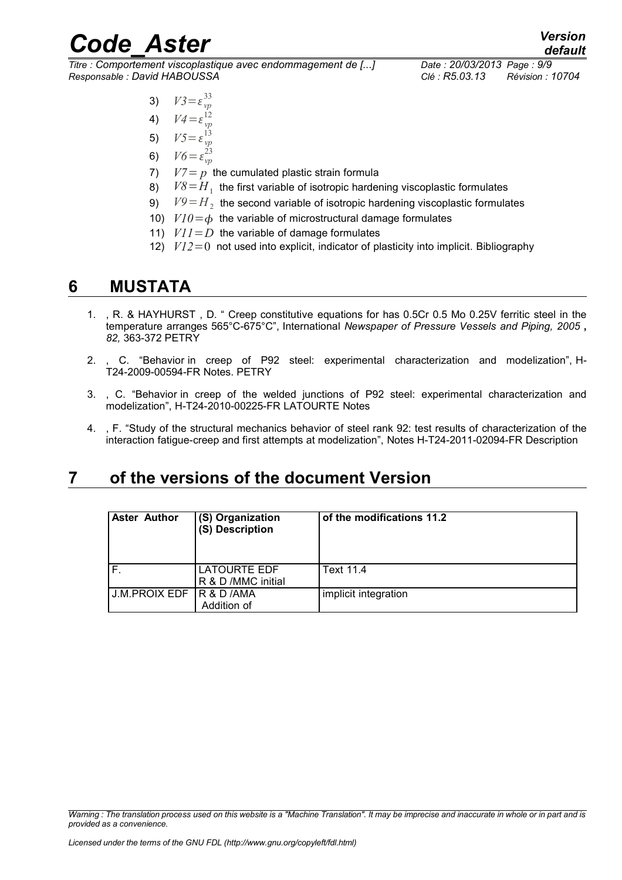3) $V3=\varepsilon_{vp}^{33}$

4) $V4=\varepsilon_{vp}^{12}$

5) $V5=\varepsilon_{vp}^{13}$

6) $V6=\varepsilon_{vp}^{23}$

7) $V7=p$ the cumulated plastic strain formula

8) $V8=H_1$ the first variable of isotropic hardening viscoplastic formulates

9) $V9=H_2$ the second variable of isotropic hardening viscoplastic formulates

10) $V10=\phi$ the variable of microstructural damage formulates

11) $V11=D$ the variable of damage formulates

12) $V12=0$ not used into explicit, indicator of plasticity into implicit. Bibliography

## 6 MUSTATA

1. , R. & HAYHURST , D. " Creep constitutive equations for has 0.5Cr 0.5 Mo 0.25V ferritic steel in the temperature arranges 565°C-675°C", International *Newspaper of Pressure Vessels and Piping, 2005* **,** *82,* 363-372 PETRY

2. , C. "Behavior in creep of P92 steel: experimental characterization and modelization", H-T24-2009-00594-FR Notes. PETRY

3. , C. "Behavior in creep of the welded junctions of P92 steel: experimental characterization and modelization", H-T24-2010-00225-FR LATOURTE Notes

4. , F. "Study of the structural mechanics behavior of steel rank 92: test results of characterization of the interaction fatigue-creep and first attempts at modelization", Notes H-T24-2011-02094-FR Description

## 7 of the versions of the document Version

| Aster Author | (S) Organization (S) Description | of the modifications 11.2 |
|---|---|---|
| F. | LATOURTE EDF R & D /MMC initial | Text 11.4 |
| J.M.PROIX EDF | R & D /AMA Addition of | implicit integration |